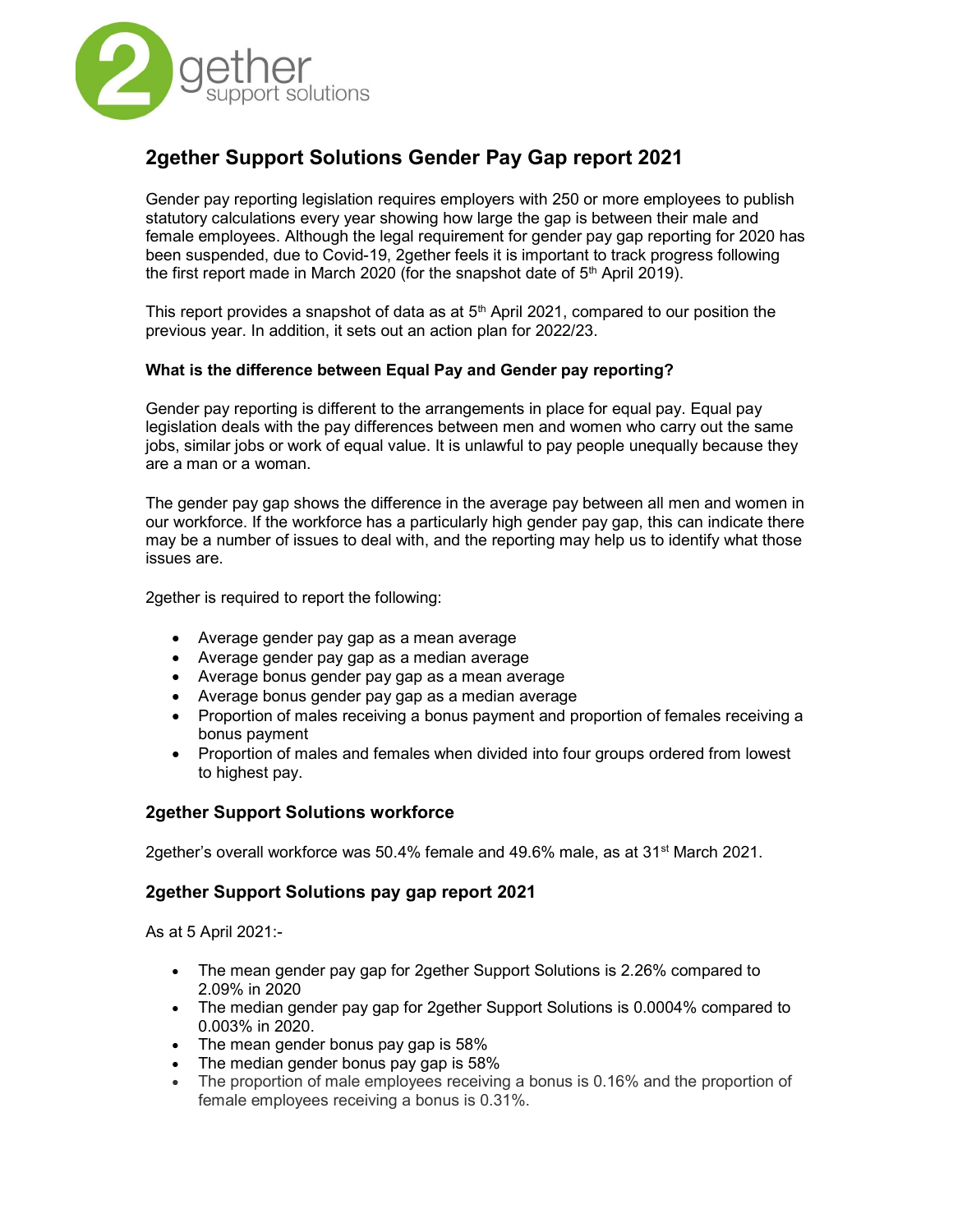# 2gether Support Solutions Gender Pay Gap report 2021

Gender pay reporting legislation requires employers with 250 or more employees to publish statutory calculations every year showing how large the gap is between their male and female employees. Although the legal requirement for gender pay gap reporting for 2020 has been suspended, due to Covid-19, 2gether feels it is important to track progress following the first report made in March 2020 (for the snapshot date of 5th April 2019).

This report provides a snapshot of data as at 5th April 2021, compared to our position the previous year. In addition, it sets out an action plan for 2022/23.

**What is the difference between Equal Pay and Gender pay reporting?**

Gender pay reporting is different to the arrangements in place for equal pay. Equal pay legislation deals with the pay differences between men and women who carry out the same jobs, similar jobs or work of equal value. It is unlawful to pay people unequally because they are a man or a woman.

The gender pay gap shows the difference in the average pay between all men and women in our workforce. If the workforce has a particularly high gender pay gap, this can indicate there may be a number of issues to deal with, and the reporting may help us to identify what those issues are.

2gether is required to report the following:

- Average gender pay gap as a mean average
- Average gender pay gap as a median average
- Average bonus gender pay gap as a mean average
- Average bonus gender pay gap as a median average
- Proportion of males receiving a bonus payment and proportion of females receiving a bonus payment
- Proportion of males and females when divided into four groups ordered from lowest to highest pay.

## 2gether Support Solutions workforce

2gether's overall workforce was 50.4% female and 49.6% male, as at 31st March 2021.

## 2gether Support Solutions pay gap report 2021

As at 5 April 2021:-

- The mean gender pay gap for 2gether Support Solutions is 2.26% compared to 2.09% in 2020
- The median gender pay gap for 2gether Support Solutions is 0.0004% compared to 0.003% in 2020.
- The mean gender bonus pay gap is 58%
- The median gender bonus pay gap is 58%
- The proportion of male employees receiving a bonus is 0.16% and the proportion of female employees receiving a bonus is 0.31%.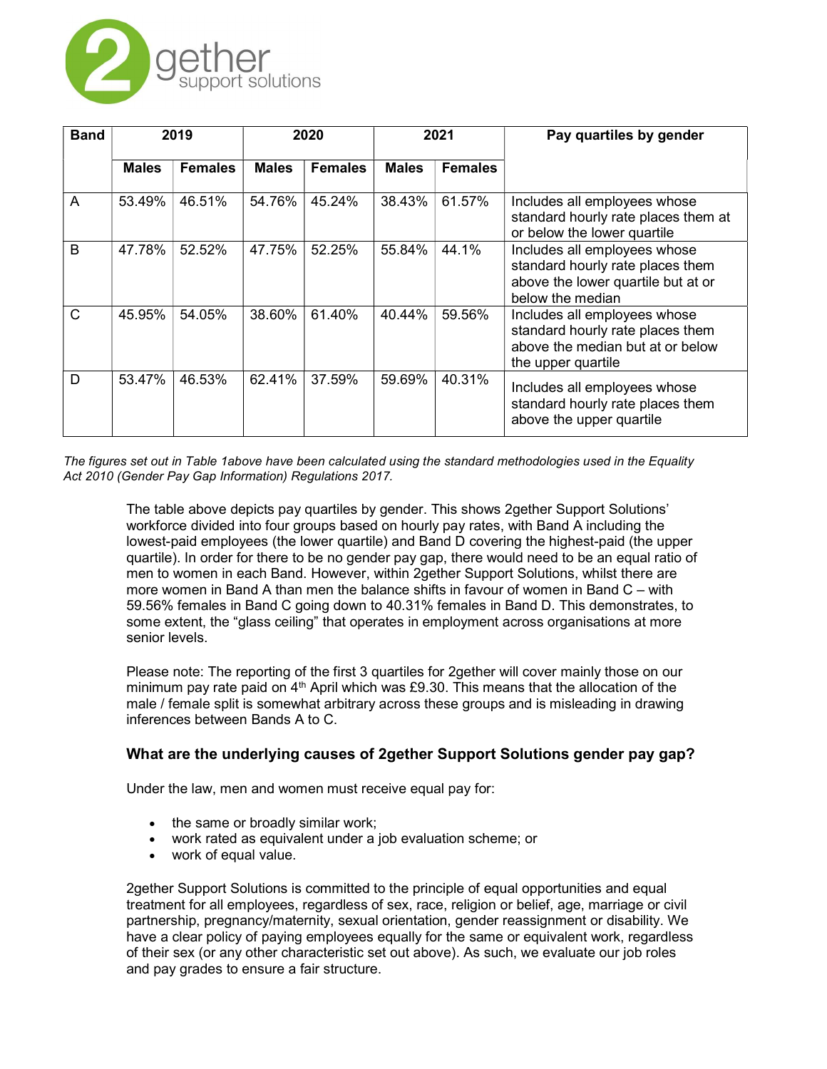| Band | 2019 | | 2020 | | 2021 | | Pay quartiles by gender |
|---|---|---|---|---|---|---|---|
| | Males | Females | Males | Females | Males | Females | |
| A | 53.49% | 46.51% | 54.76% | 45.24% | 38.43% | 61.57% | Includes all employees whose standard hourly rate places them at or below the lower quartile |
| B | 47.78% | 52.52% | 47.75% | 52.25% | 55.84% | 44.1% | Includes all employees whose standard hourly rate places them above the lower quartile but at or below the median |
| C | 45.95% | 54.05% | 38.60% | 61.40% | 40.44% | 59.56% | Includes all employees whose standard hourly rate places them above the median but at or below the upper quartile |
| D | 53.47% | 46.53% | 62.41% | 37.59% | 59.69% | 40.31% | Includes all employees whose standard hourly rate places them above the upper quartile |

*The figures set out in Table 1above have been calculated using the standard methodologies used in the Equality Act 2010 (Gender Pay Gap Information) Regulations 2017.*

The table above depicts pay quartiles by gender. This shows 2gether Support Solutions' workforce divided into four groups based on hourly pay rates, with Band A including the lowest-paid employees (the lower quartile) and Band D covering the highest-paid (the upper quartile). In order for there to be no gender pay gap, there would need to be an equal ratio of men to women in each Band. However, within 2gether Support Solutions, whilst there are more women in Band A than men the balance shifts in favour of women in Band C – with 59.56% females in Band C going down to 40.31% females in Band D. This demonstrates, to some extent, the "glass ceiling" that operates in employment across organisations at more senior levels.

Please note: The reporting of the first 3 quartiles for 2gether will cover mainly those on our minimum pay rate paid on 4th April which was £9.30. This means that the allocation of the male / female split is somewhat arbitrary across these groups and is misleading in drawing inferences between Bands A to C.

### What are the underlying causes of 2gether Support Solutions gender pay gap?

Under the law, men and women must receive equal pay for:

- the same or broadly similar work;
- work rated as equivalent under a job evaluation scheme; or
- work of equal value.

2gether Support Solutions is committed to the principle of equal opportunities and equal treatment for all employees, regardless of sex, race, religion or belief, age, marriage or civil partnership, pregnancy/maternity, sexual orientation, gender reassignment or disability. We have a clear policy of paying employees equally for the same or equivalent work, regardless of their sex (or any other characteristic set out above). As such, we evaluate our job roles and pay grades to ensure a fair structure.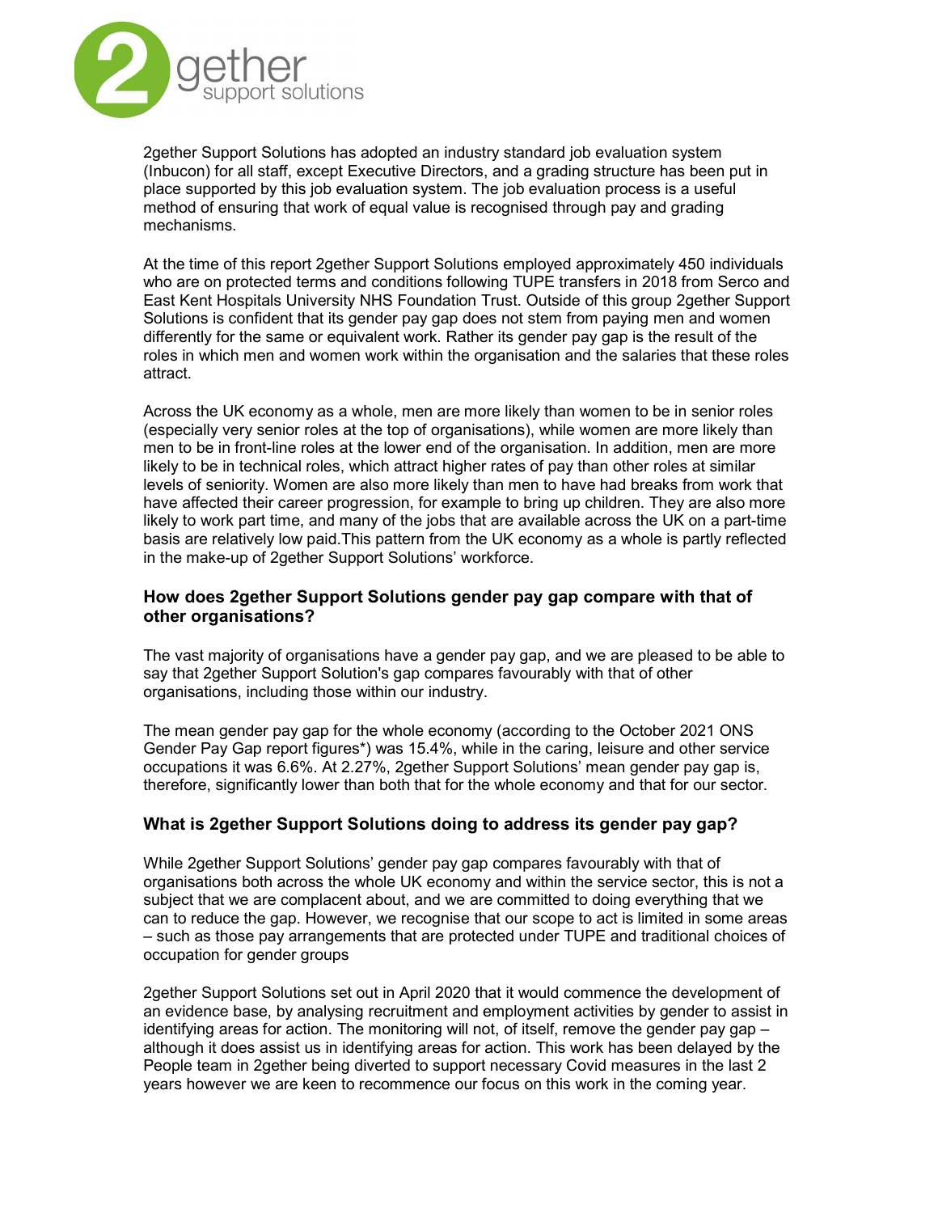2gether Support Solutions has adopted an industry standard job evaluation system (Inbucon) for all staff, except Executive Directors, and a grading structure has been put in place supported by this job evaluation system. The job evaluation process is a useful method of ensuring that work of equal value is recognised through pay and grading mechanisms.

At the time of this report 2gether Support Solutions employed approximately 450 individuals who are on protected terms and conditions following TUPE transfers in 2018 from Serco and East Kent Hospitals University NHS Foundation Trust. Outside of this group 2gether Support Solutions is confident that its gender pay gap does not stem from paying men and women differently for the same or equivalent work. Rather its gender pay gap is the result of the roles in which men and women work within the organisation and the salaries that these roles attract.

Across the UK economy as a whole, men are more likely than women to be in senior roles (especially very senior roles at the top of organisations), while women are more likely than men to be in front-line roles at the lower end of the organisation. In addition, men are more likely to be in technical roles, which attract higher rates of pay than other roles at similar levels of seniority. Women are also more likely than men to have had breaks from work that have affected their career progression, for example to bring up children. They are also more likely to work part time, and many of the jobs that are available across the UK on a part-time basis are relatively low paid.This pattern from the UK economy as a whole is partly reflected in the make-up of 2gether Support Solutions' workforce.

### How does 2gether Support Solutions gender pay gap compare with that of other organisations?

The vast majority of organisations have a gender pay gap, and we are pleased to be able to say that 2gether Support Solution's gap compares favourably with that of other organisations, including those within our industry.

The mean gender pay gap for the whole economy (according to the October 2021 ONS Gender Pay Gap report figures*) was 15.4%, while in the caring, leisure and other service occupations it was 6.6%. At 2.27%, 2gether Support Solutions' mean gender pay gap is, therefore, significantly lower than both that for the whole economy and that for our sector.

### What is 2gether Support Solutions doing to address its gender pay gap?

While 2gether Support Solutions' gender pay gap compares favourably with that of organisations both across the whole UK economy and within the service sector, this is not a subject that we are complacent about, and we are committed to doing everything that we can to reduce the gap. However, we recognise that our scope to act is limited in some areas – such as those pay arrangements that are protected under TUPE and traditional choices of occupation for gender groups

2gether Support Solutions set out in April 2020 that it would commence the development of an evidence base, by analysing recruitment and employment activities by gender to assist in identifying areas for action. The monitoring will not, of itself, remove the gender pay gap – although it does assist us in identifying areas for action. This work has been delayed by the People team in 2gether being diverted to support necessary Covid measures in the last 2 years however we are keen to recommence our focus on this work in the coming year.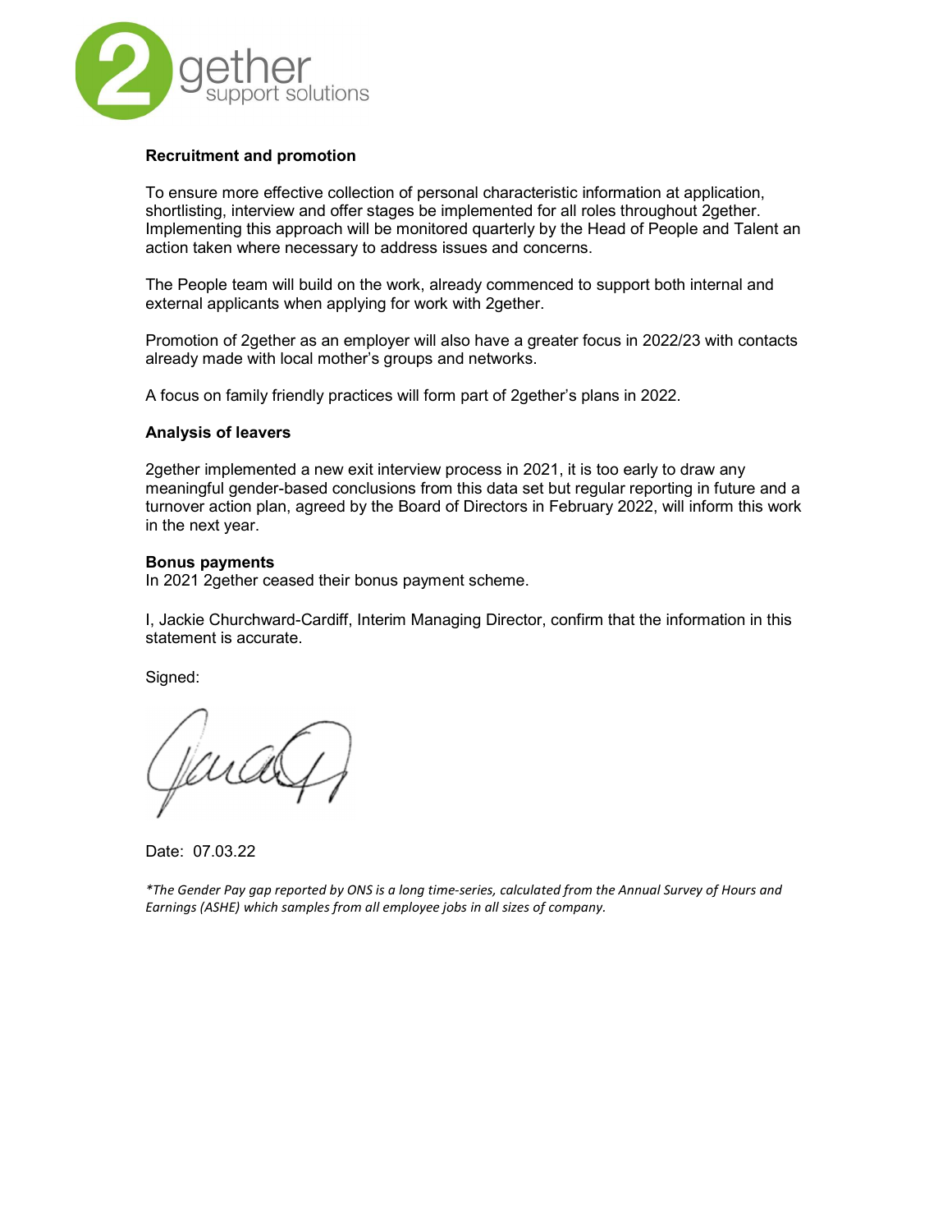**Recruitment and promotion**

To ensure more effective collection of personal characteristic information at application, shortlisting, interview and offer stages be implemented for all roles throughout 2gether. Implementing this approach will be monitored quarterly by the Head of People and Talent an action taken where necessary to address issues and concerns.

The People team will build on the work, already commenced to support both internal and external applicants when applying for work with 2gether.

Promotion of 2gether as an employer will also have a greater focus in 2022/23 with contacts already made with local mother's groups and networks.

A focus on family friendly practices will form part of 2gether's plans in 2022.

**Analysis of leavers**

2gether implemented a new exit interview process in 2021, it is too early to draw any meaningful gender-based conclusions from this data set but regular reporting in future and a turnover action plan, agreed by the Board of Directors in February 2022, will inform this work in the next year.

**Bonus payments**

In 2021 2gether ceased their bonus payment scheme.

I, Jackie Churchward-Cardiff, Interim Managing Director, confirm that the information in this statement is accurate.

Signed:

Date: 07.03.22

*\*The Gender Pay gap reported by ONS is a long time-series, calculated from the Annual Survey of Hours and Earnings (ASHE) which samples from all employee jobs in all sizes of company.*